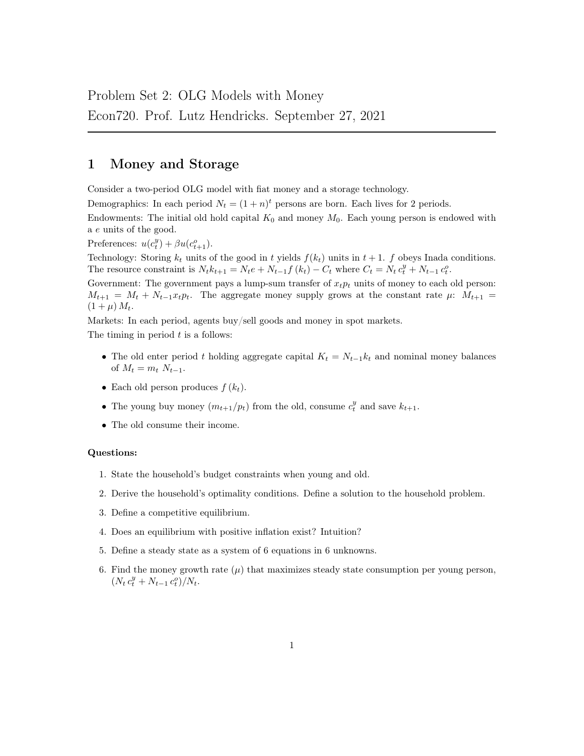Problem Set 2: OLG Models with Money

Econ720. Prof. Lutz Hendricks. September 27, 2021

---

# 1 Money and Storage

Consider a two-period OLG model with fiat money and a storage technology.

Demographics: In each period $N_t = (1+n)^t$ persons are born. Each lives for 2 periods.

Endowments: The initial old hold capital $K_0$ and money $M_0$. Each young person is endowed with a $e$ units of the good.

Preferences: $u(c_t^y) + \beta u(c_{t+1}^o)$.

Technology: Storing $k_t$ units of the good in $t$ yields $f(k_t)$ units in $t+1$. $f$ obeys Inada conditions. The resource constraint is $N_t k_{t+1} = N_t e + N_{t-1} f(k_t) - C_t$ where $C_t = N_t c_t^y + N_{t-1} c_t^o$.

Government: The government pays a lump-sum transfer of $x_t p_t$ units of money to each old person: $M_{t+1} = M_t + N_{t-1} x_t p_t$. The aggregate money supply grows at the constant rate $\mu$: $M_{t+1} = (1+\mu) M_t$.

Markets: In each period, agents buy/sell goods and money in spot markets.

The timing in period $t$ is a follows:

- The old enter period $t$ holding aggregate capital $K_t = N_{t-1} k_t$ and nominal money balances of $M_t = m_t N_{t-1}$.
- Each old person produces $f(k_t)$.
- The young buy money $(m_{t+1}/p_t)$ from the old, consume $c_t^y$ and save $k_{t+1}$.
- The old consume their income.

**Questions:**

1. State the household's budget constraints when young and old.
2. Derive the household's optimality conditions. Define a solution to the household problem.
3. Define a competitive equilibrium.
4. Does an equilibrium with positive inflation exist? Intuition?
5. Define a steady state as a system of 6 equations in 6 unknowns.
6. Find the money growth rate ($\mu$) that maximizes steady state consumption per young person, $(N_t c_t^y + N_{t-1} c_t^o)/N_t$.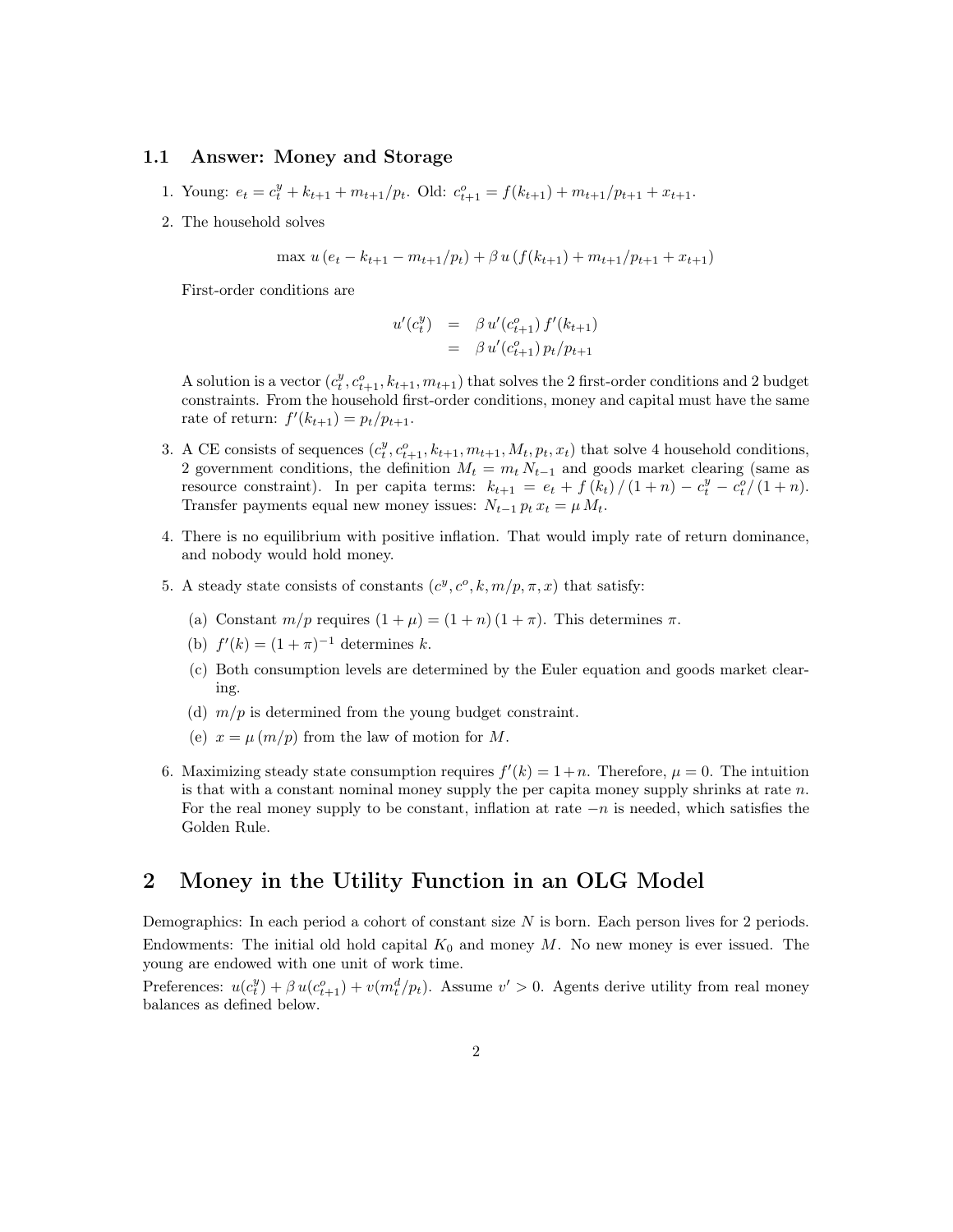### 1.1 Answer: Money and Storage

1. Young: $e_t = c_t^y + k_{t+1} + m_{t+1}/p_t$. Old: $c_{t+1}^o = f(k_{t+1}) + m_{t+1}/p_{t+1} + x_{t+1}$.

2. The household solves

$$\max u\left(e_t - k_{t+1} - m_{t+1}/p_t\right) + \beta\, u\left(f(k_{t+1}) + m_{t+1}/p_{t+1} + x_{t+1}\right)$$

   First-order conditions are

$$\begin{aligned} u'(c_t^y) &= \beta\, u'(c_{t+1}^o)\, f'(k_{t+1}) \\ &= \beta\, u'(c_{t+1}^o)\, p_t/p_{t+1} \end{aligned}$$

   A solution is a vector $(c_t^y, c_{t+1}^o, k_{t+1}, m_{t+1})$ that solves the 2 first-order conditions and 2 budget constraints. From the household first-order conditions, money and capital must have the same rate of return: $f'(k_{t+1}) = p_t/p_{t+1}$.

3. A CE consists of sequences $(c_t^y, c_{t+1}^o, k_{t+1}, m_{t+1}, M_t, p_t, x_t)$ that solve 4 household conditions, 2 government conditions, the definition $M_t = m_t\, N_{t-1}$ and goods market clearing (same as resource constraint). In per capita terms: $k_{t+1} = e_t + f\left(k_t\right)/\left(1+n\right) - c_t^y - c_t^o/\left(1+n\right)$. Transfer payments equal new money issues: $N_{t-1}\, p_t\, x_t = \mu\, M_t$.

4. There is no equilibrium with positive inflation. That would imply rate of return dominance, and nobody would hold money.

5. A steady state consists of constants $(c^y, c^o, k, m/p, \pi, x)$ that satisfy:

   (a) Constant $m/p$ requires $(1+\mu) = (1+n)\,(1+\pi)$. This determines $\pi$.

   (b) $f'(k) = (1+\pi)^{-1}$ determines $k$.

   (c) Both consumption levels are determined by the Euler equation and goods market clearing.

   (d) $m/p$ is determined from the young budget constraint.

   (e) $x = \mu\,(m/p)$ from the law of motion for $M$.

6. Maximizing steady state consumption requires $f'(k) = 1+n$. Therefore, $\mu = 0$. The intuition is that with a constant nominal money supply the per capita money supply shrinks at rate $n$. For the real money supply to be constant, inflation at rate $-n$ is needed, which satisfies the Golden Rule.

## 2 Money in the Utility Function in an OLG Model

Demographics: In each period a cohort of constant size $N$ is born. Each person lives for 2 periods.

Endowments: The initial old hold capital $K_0$ and money $M$. No new money is ever issued. The young are endowed with one unit of work time.

Preferences: $u(c_t^y) + \beta\, u(c_{t+1}^o) + v(m_t^d/p_t)$. Assume $v' > 0$. Agents derive utility from real money balances as defined below.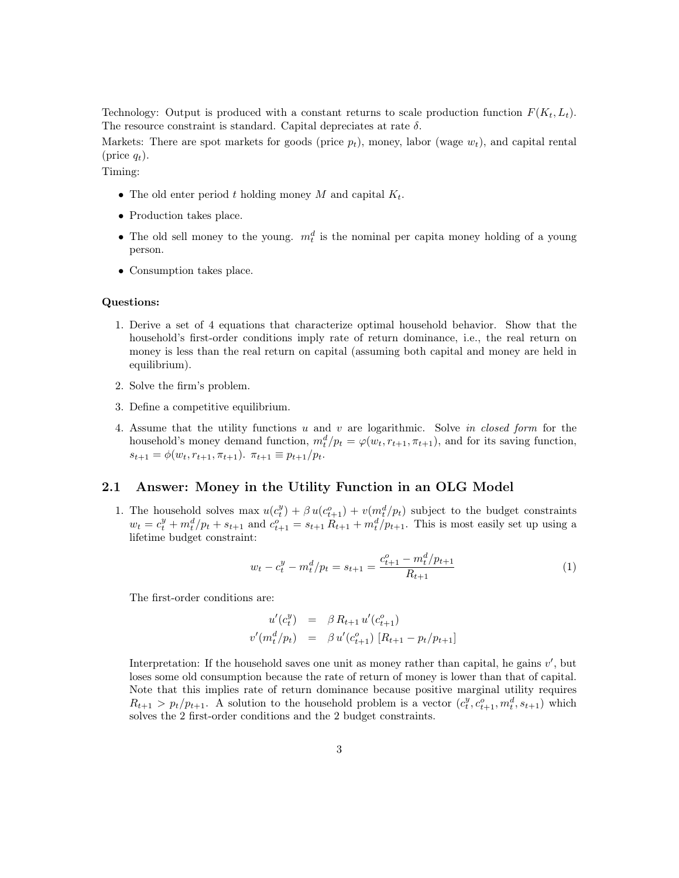Technology: Output is produced with a constant returns to scale production function $F(K_t, L_t)$. The resource constraint is standard. Capital depreciates at rate $\delta$.

Markets: There are spot markets for goods (price $p_t$), money, labor (wage $w_t$), and capital rental (price $q_t$).

Timing:

- The old enter period $t$ holding money $M$ and capital $K_t$.
- Production takes place.
- The old sell money to the young. $m_t^d$ is the nominal per capita money holding of a young person.
- Consumption takes place.

**Questions:**

1. Derive a set of 4 equations that characterize optimal household behavior. Show that the household's first-order conditions imply rate of return dominance, i.e., the real return on money is less than the real return on capital (assuming both capital and money are held in equilibrium).
2. Solve the firm's problem.
3. Define a competitive equilibrium.
4. Assume that the utility functions $u$ and $v$ are logarithmic. Solve *in closed form* for the household's money demand function, $m_t^d/p_t = \varphi(w_t, r_{t+1}, \pi_{t+1})$, and for its saving function, $s_{t+1} = \phi(w_t, r_{t+1}, \pi_{t+1})$. $\pi_{t+1} \equiv p_{t+1}/p_t$.

## 2.1 Answer: Money in the Utility Function in an OLG Model

1. The household solves max $u(c_t^y) + \beta\, u(c_{t+1}^o) + v(m_t^d/p_t)$ subject to the budget constraints $w_t = c_t^y + m_t^d/p_t + s_{t+1}$ and $c_{t+1}^o = s_{t+1}\, R_{t+1} + m_t^d/p_{t+1}$. This is most easily set up using a lifetime budget constraint:

$$w_t - c_t^y - m_t^d/p_t = s_{t+1} = \frac{c_{t+1}^o - m_t^d/p_{t+1}}{R_{t+1}} \tag{1}$$

The first-order conditions are:

$$\begin{aligned} u'(c_t^y) &= \beta\, R_{t+1}\, u'(c_{t+1}^o) \\ v'(m_t^d/p_t) &= \beta\, u'(c_{t+1}^o)\, [R_{t+1} - p_t/p_{t+1}] \end{aligned}$$

Interpretation: If the household saves one unit as money rather than capital, he gains $v'$, but loses some old consumption because the rate of return of money is lower than that of capital. Note that this implies rate of return dominance because positive marginal utility requires $R_{t+1} > p_t/p_{t+1}$. A solution to the household problem is a vector $(c_t^y, c_{t+1}^o, m_t^d, s_{t+1})$ which solves the 2 first-order conditions and the 2 budget constraints.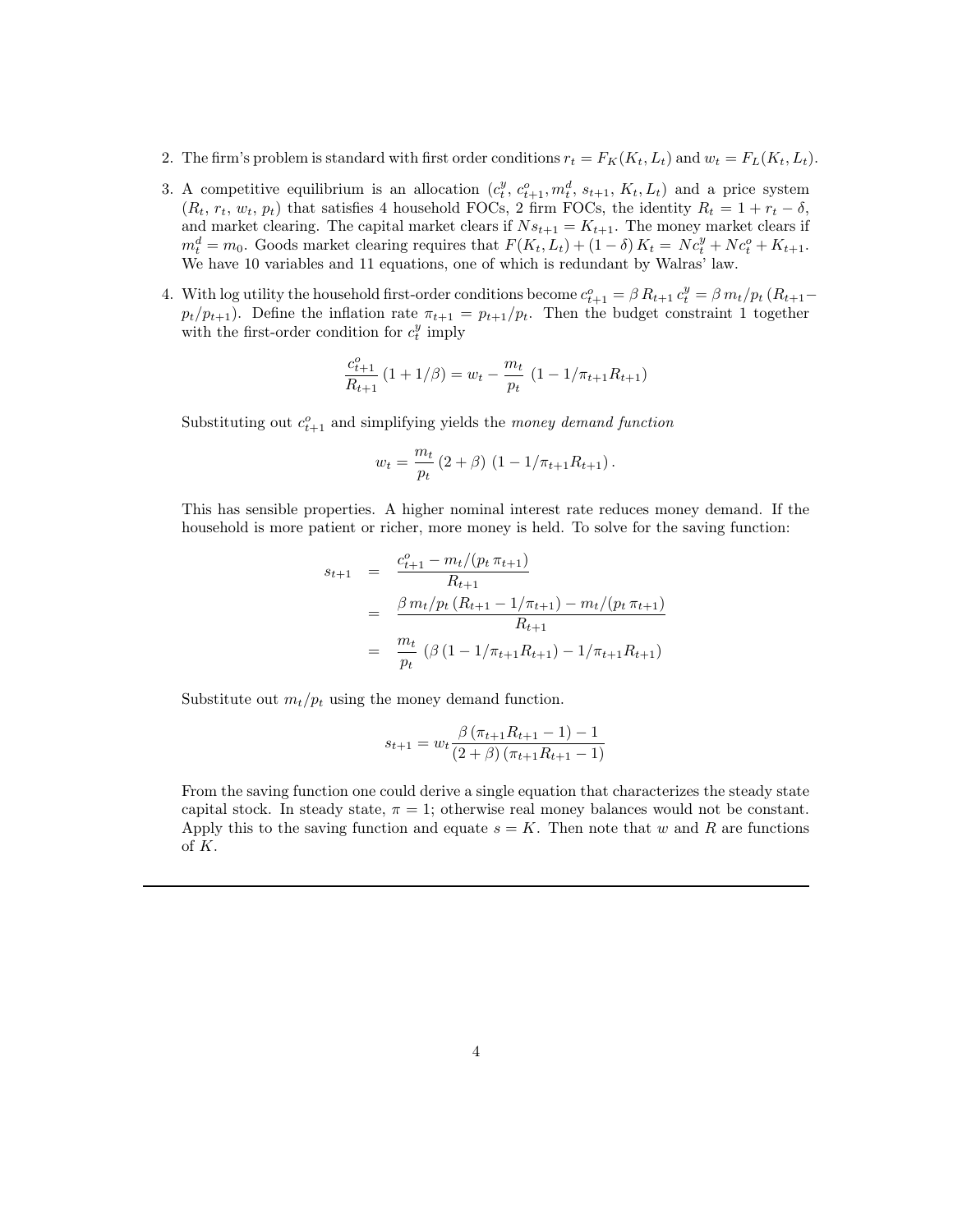2. The firm's problem is standard with first order conditions $r_t = F_K(K_t, L_t)$ and $w_t = F_L(K_t, L_t)$.

3. A competitive equilibrium is an allocation $(c_t^y,\, c_{t+1}^o, m_t^d,\, s_{t+1},\, K_t, L_t)$ and a price system $(R_t,\, r_t,\, w_t,\, p_t)$ that satisfies 4 household FOCs, 2 firm FOCs, the identity $R_t = 1 + r_t - \delta$, and market clearing. The capital market clears if $N s_{t+1} = K_{t+1}$. The money market clears if $m_t^d = m_0$. Goods market clearing requires that $F(K_t, L_t) + (1-\delta) K_t = N c_t^y + N c_t^o + K_{t+1}$. We have 10 variables and 11 equations, one of which is redundant by Walras' law.

4. With log utility the household first-order conditions become $c_{t+1}^o = \beta\, R_{t+1}\, c_t^y = \beta\, m_t/p_t\, (R_{t+1} - p_t/p_{t+1})$. Define the inflation rate $\pi_{t+1} = p_{t+1}/p_t$. Then the budget constraint 1 together with the first-order condition for $c_t^y$ imply

$$\frac{c_{t+1}^o}{R_{t+1}}\,(1 + 1/\beta) = w_t - \frac{m_t}{p_t}\,\left(1 - 1/\pi_{t+1} R_{t+1}\right)$$

Substituting out $c_{t+1}^o$ and simplifying yields the *money demand function*

$$w_t = \frac{m_t}{p_t}\,(2+\beta)\,\left(1 - 1/\pi_{t+1} R_{t+1}\right).$$

This has sensible properties. A higher nominal interest rate reduces money demand. If the household is more patient or richer, more money is held. To solve for the saving function:

$$\begin{aligned} s_{t+1} &= \frac{c_{t+1}^o - m_t/(p_t\,\pi_{t+1})}{R_{t+1}} \\ &= \frac{\beta\, m_t/p_t\,(R_{t+1} - 1/\pi_{t+1}) - m_t/(p_t\,\pi_{t+1})}{R_{t+1}} \\ &= \frac{m_t}{p_t}\,\left(\beta\,(1 - 1/\pi_{t+1} R_{t+1}) - 1/\pi_{t+1} R_{t+1}\right) \end{aligned}$$

Substitute out $m_t/p_t$ using the money demand function.

$$s_{t+1} = w_t \frac{\beta\,(\pi_{t+1} R_{t+1} - 1) - 1}{(2+\beta)\,(\pi_{t+1} R_{t+1} - 1)}$$

From the saving function one could derive a single equation that characterizes the steady state capital stock. In steady state, $\pi = 1$; otherwise real money balances would not be constant. Apply this to the saving function and equate $s = K$. Then note that $w$ and $R$ are functions of $K$.